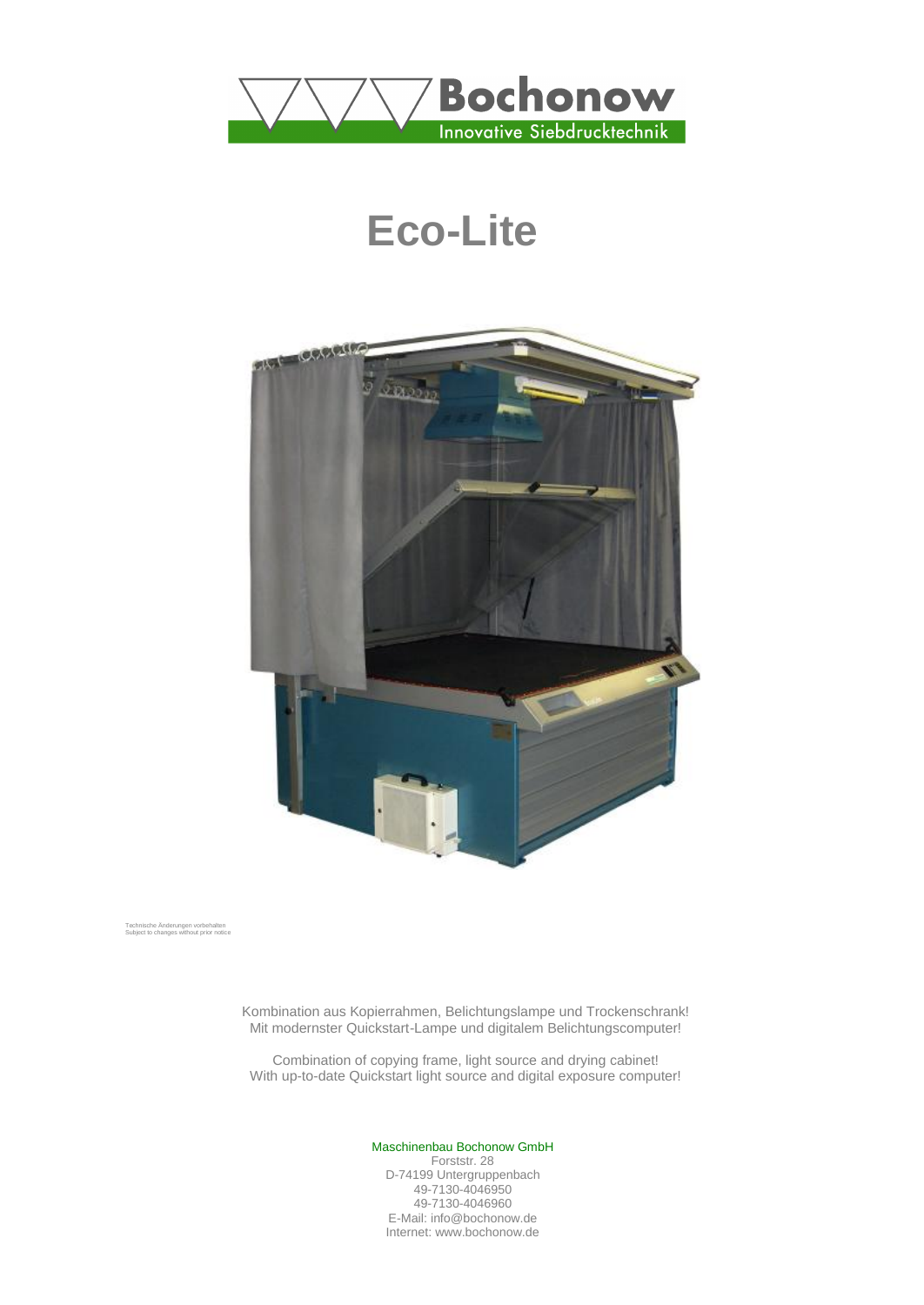Bochonow

Innovative Siebdrucktechnik

# Eco-Lite

Technische Änderungen vorbehalten
Subject to changes without prior notice

Kombination aus Kopierrahmen, Belichtungslampe und Trockenschrank!
Mit modernster Quickstart-Lampe und digitalem Belichtungscomputer!

Combination of copying frame, light source and drying cabinet!
With up-to-date Quickstart light source and digital exposure computer!

Maschinenbau Bochonow GmbH
Forststr. 28
D-74199 Untergruppenbach
49-7130-4046950
49-7130-4046960
E-Mail: info@bochonow.de
Internet: www.bochonow.de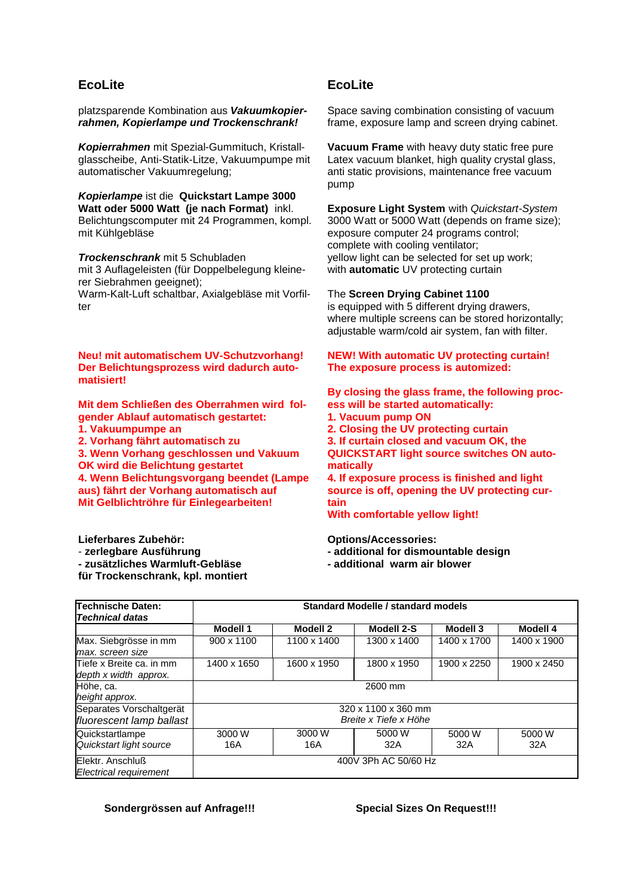## EcoLite

platzsparende Kombination aus ***Vakuumkopier-rahmen, Kopierlampe und Trockenschrank!***

***Kopierrahmen*** mit Spezial-Gummituch, Kristall-glasscheibe, Anti-Statik-Litze, Vakuumpumpe mit automatischer Vakuumregelung;

***Kopierlampe*** ist die **Quickstart Lampe 3000 Watt oder 5000 Watt (je nach Format)** inkl. Belichtungscomputer mit 24 Programmen, kompl. mit Kühlgebläse

***Trockenschrank*** mit 5 Schubladen
mit 3 Auflageleisten (für Doppelbelegung kleinerer Siebrahmen geeignet);
Warm-Kalt-Luft schaltbar, Axialgebläse mit Vorfilter

**Neu! mit automatischem UV-Schutzvorhang! Der Belichtungsprozess wird dadurch automatisiert!**

**Mit dem Schließen des Oberrahmen wird folgender Ablauf automatisch gestartet:**
**1. Vakuumpumpe an**
**2. Vorhang fährt automatisch zu**
**3. Wenn Vorhang geschlossen und Vakuum OK wird die Belichtung gestartet**
**4. Wenn Belichtungsvorgang beendet (Lampe aus) fährt der Vorhang automatisch auf**
**Mit Gelblichtröhre für Einlegearbeiten!**

**Lieferbares Zubehör:**
- **zerlegbare Ausführung**
- **zusätzliches Warmluft-Gebläse für Trockenschrank, kpl. montiert**

## EcoLite

Space saving combination consisting of vacuum frame, exposure lamp and screen drying cabinet.

**Vacuum Frame** with heavy duty static free pure Latex vacuum blanket, high quality crystal glass, anti static provisions, maintenance free vacuum pump

**Exposure Light System** with *Quickstart-System*
3000 Watt or 5000 Watt (depends on frame size);
exposure computer 24 programs control;
complete with cooling ventilator;
yellow light can be selected for set up work;
with **automatic** UV protecting curtain

The **Screen Drying Cabinet 1100**
is equipped with 5 different drying drawers, where multiple screens can be stored horizontally; adjustable warm/cold air system, fan with filter.

**NEW! With automatic UV protecting curtain! The exposure process is automized:**

**By closing the glass frame, the following process will be started automatically:**
**1. Vacuum pump ON**
**2. Closing the UV protecting curtain**
**3. If curtain closed and vacuum OK, the QUICKSTART light source switches ON automatically**
**4. If exposure process is finished and light source is off, opening the UV protecting curtain**
**With comfortable yellow light!**

**Options/Accessories:**
- **additional for dismountable design**
- **additional warm air blower**

| **Technische Daten:** *Technical datas* | **Standard Modelle / standard models** | | | | |
|---|---|---|---|---|---|
| | **Modell 1** | **Modell 2** | **Modell 2-S** | **Modell 3** | **Modell 4** |
| Max. Siebgrösse in mm *max. screen size* | 900 x 1100 | 1100 x 1400 | 1300 x 1400 | 1400 x 1700 | 1400 x 1900 |
| Tiefe x Breite ca. in mm *depth x width approx.* | 1400 x 1650 | 1600 x 1950 | 1800 x 1950 | 1900 x 2250 | 1900 x 2450 |
| Höhe, ca. *height approx.* | 2600 mm | | | | |
| Separates Vorschaltgerät *fluorescent lamp ballast* | 320 x 1100 x 360 mm *Breite x Tiefe x Höhe* | | | | |
| Quickstartlampe *Quickstart light source* | 3000 W 16A | 3000 W 16A | 5000 W 32A | 5000 W 32A | 5000 W 32A |
| Elektr. Anschluß *Electrical requirement* | 400V 3Ph AC 50/60 Hz | | | | |

**Sondergrössen auf Anfrage!!!**

**Special Sizes On Request!!!**